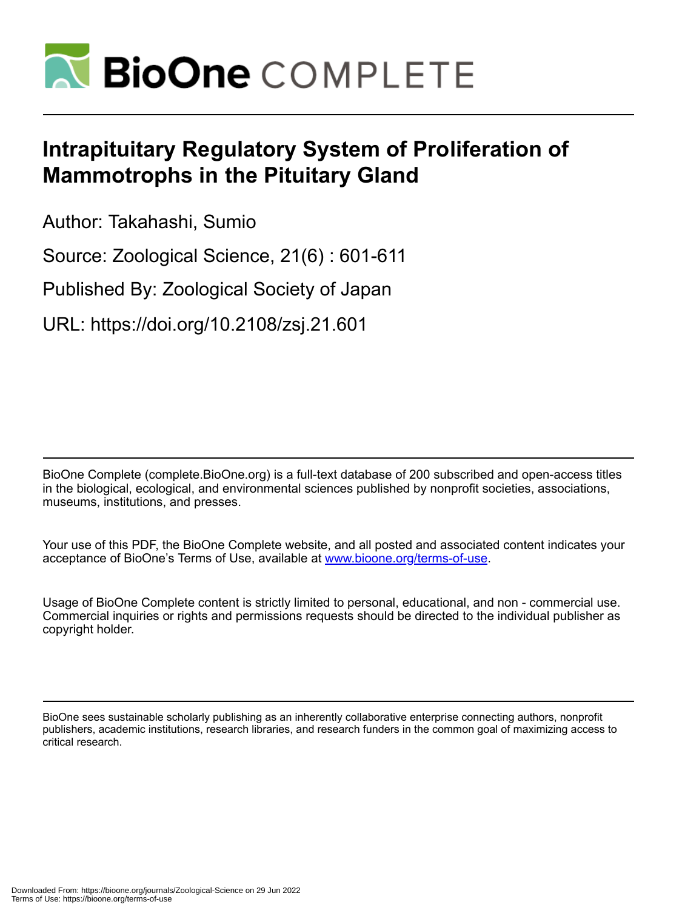# Intrapituitary Regulatory System of Proliferation of Mammotrophs in the Pituitary Gland

Author: Takahashi, Sumio

Source: Zoological Science, 21(6) : 601-611

Published By: Zoological Society of Japan

URL: https://doi.org/10.2108/zsj.21.601

BioOne Complete (complete.BioOne.org) is a full-text database of 200 subscribed and open-access titles in the biological, ecological, and environmental sciences published by nonprofit societies, associations, museums, institutions, and presses.

Your use of this PDF, the BioOne Complete website, and all posted and associated content indicates your acceptance of BioOne's Terms of Use, available at www.bioone.org/terms-of-use.

Usage of BioOne Complete content is strictly limited to personal, educational, and non - commercial use. Commercial inquiries or rights and permissions requests should be directed to the individual publisher as copyright holder.

BioOne sees sustainable scholarly publishing as an inherently collaborative enterprise connecting authors, nonprofit publishers, academic institutions, research libraries, and research funders in the common goal of maximizing access to critical research.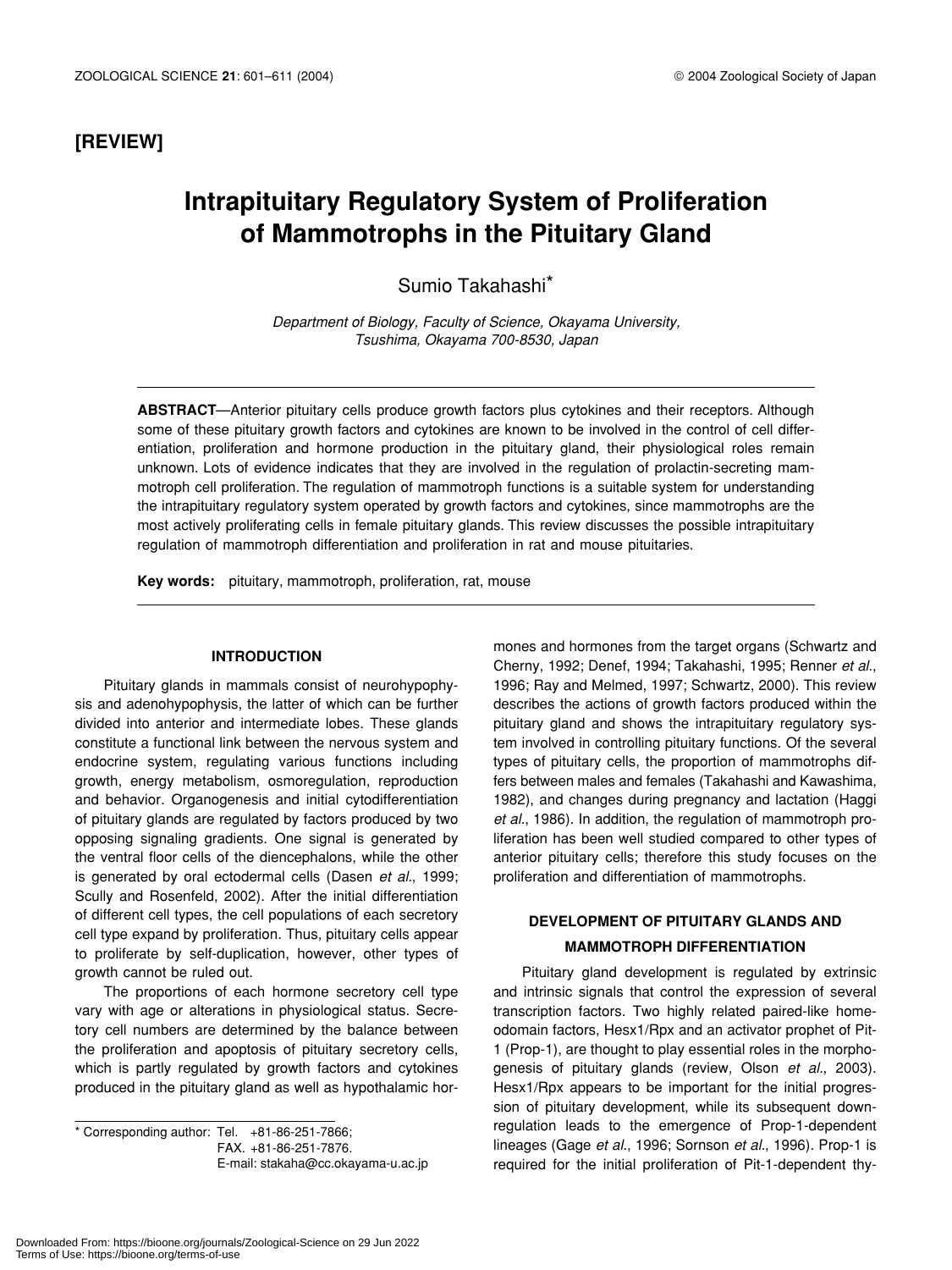**[REVIEW]**

# Intrapituitary Regulatory System of Proliferation of Mammotrophs in the Pituitary Gland

Sumio Takahashi*

*Department of Biology, Faculty of Science, Okayama University, Tsushima, Okayama 700-8530, Japan*

**ABSTRACT**—Anterior pituitary cells produce growth factors plus cytokines and their receptors. Although some of these pituitary growth factors and cytokines are known to be involved in the control of cell differentiation, proliferation and hormone production in the pituitary gland, their physiological roles remain unknown. Lots of evidence indicates that they are involved in the regulation of prolactin-secreting mammotroph cell proliferation. The regulation of mammotroph functions is a suitable system for understanding the intrapituitary regulatory system operated by growth factors and cytokines, since mammotrophs are the most actively proliferating cells in female pituitary glands. This review discusses the possible intrapituitary regulation of mammotroph differentiation and proliferation in rat and mouse pituitaries.

**Key words:** pituitary, mammotroph, proliferation, rat, mouse

## INTRODUCTION

Pituitary glands in mammals consist of neurohypophysis and adenohypophysis, the latter of which can be further divided into anterior and intermediate lobes. These glands constitute a functional link between the nervous system and endocrine system, regulating various functions including growth, energy metabolism, osmoregulation, reproduction and behavior. Organogenesis and initial cytodifferentiation of pituitary glands are regulated by factors produced by two opposing signaling gradients. One signal is generated by the ventral floor cells of the diencephalons, while the other is generated by oral ectodermal cells (Dasen *et al*., 1999; Scully and Rosenfeld, 2002). After the initial differentiation of different cell types, the cell populations of each secretory cell type expand by proliferation. Thus, pituitary cells appear to proliferate by self-duplication, however, other types of growth cannot be ruled out.

The proportions of each hormone secretory cell type vary with age or alterations in physiological status. Secretory cell numbers are determined by the balance between the proliferation and apoptosis of pituitary secretory cells, which is partly regulated by growth factors and cytokines produced in the pituitary gland as well as hypothalamic hormones and hormones from the target organs (Schwartz and Cherny, 1992; Denef, 1994; Takahashi, 1995; Renner *et al*., 1996; Ray and Melmed, 1997; Schwartz, 2000). This review describes the actions of growth factors produced within the pituitary gland and shows the intrapituitary regulatory system involved in controlling pituitary functions. Of the several types of pituitary cells, the proportion of mammotrophs differs between males and females (Takahashi and Kawashima, 1982), and changes during pregnancy and lactation (Haggi *et al*., 1986). In addition, the regulation of mammotroph proliferation has been well studied compared to other types of anterior pituitary cells; therefore this study focuses on the proliferation and differentiation of mammotrophs.

## DEVELOPMENT OF PITUITARY GLANDS AND MAMMOTROPH DIFFERENTIATION

Pituitary gland development is regulated by extrinsic and intrinsic signals that control the expression of several transcription factors. Two highly related paired-like homeodomain factors, Hesx1/Rpx and an activator prophet of Pit-1 (Prop-1), are thought to play essential roles in the morphogenesis of pituitary glands (review, Olson *et al*., 2003). Hesx1/Rpx appears to be important for the initial progression of pituitary development, while its subsequent down-regulation leads to the emergence of Prop-1-dependent lineages (Gage *et al*., 1996; Sornson *et al*., 1996). Prop-1 is required for the initial proliferation of Pit-1-dependent thy-

* Corresponding author: Tel. +81-86-251-7866;
FAX. +81-86-251-7876.
E-mail: stakaha@cc.okayama-u.ac.jp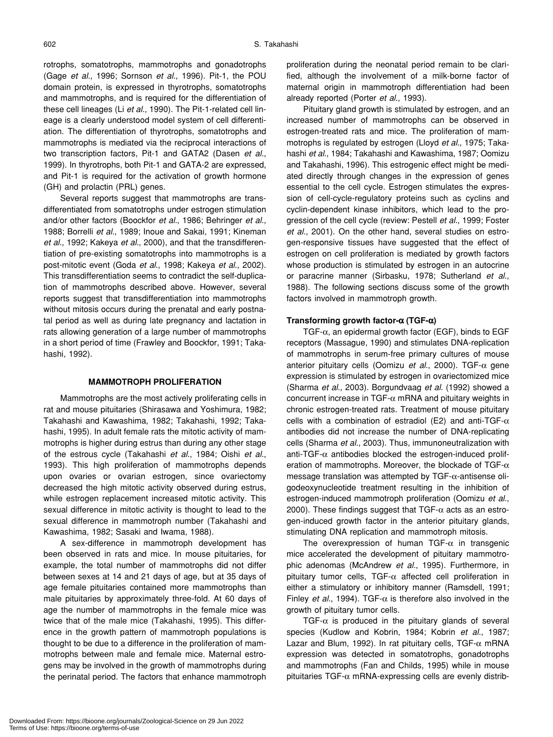rotrophs, somatotrophs, mammotrophs and gonadotrophs (Gage *et al*., 1996; Sornson *et al*., 1996). Pit-1, the POU domain protein, is expressed in thyrotrophs, somatotrophs and mammotrophs, and is required for the differentiation of these cell lineages (Li *et al*., 1990). The Pit-1-related cell lineage is a clearly understood model system of cell differentiation. The differentiation of thyrotrophs, somatotrophs and mammotrophs is mediated via the reciprocal interactions of two transcription factors, Pit-1 and GATA2 (Dasen *et al*., 1999). In thyrotrophs, both Pit-1 and GATA-2 are expressed, and Pit-1 is required for the activation of growth hormone (GH) and prolactin (PRL) genes.

Several reports suggest that mammotrophs are transdifferentiated from somatotrophs under estrogen stimulation and/or other factors (Boockfor *et al*., 1986; Behringer *et al*., 1988; Borrelli *et al*., 1989; Inoue and Sakai, 1991; Kineman *et al*., 1992; Kakeya *et al*., 2000), and that the transdifferentiation of pre-existing somatotrophs into mammotrophs is a post-mitotic event (Goda *et al*., 1998; Kakeya *et al*., 2002). This transdifferentiation seems to contradict the self-duplication of mammotrophs described above. However, several reports suggest that transdifferentiation into mammotrophs without mitosis occurs during the prenatal and early postnatal period as well as during late pregnancy and lactation in rats allowing generation of a large number of mammotrophs in a short period of time (Frawley and Boockfor, 1991; Takahashi, 1992).

## MAMMOTROPH PROLIFERATION

Mammotrophs are the most actively proliferating cells in rat and mouse pituitaries (Shirasawa and Yoshimura, 1982; Takahashi and Kawashima, 1982; Takahashi, 1992; Takahashi, 1995). In adult female rats the mitotic activity of mammotrophs is higher during estrus than during any other stage of the estrous cycle (Takahashi *et al*., 1984; Oishi *et al*., 1993). This high proliferation of mammotrophs depends upon ovaries or ovarian estrogen, since ovariectomy decreased the high mitotic activity observed during estrus, while estrogen replacement increased mitotic activity. This sexual difference in mitotic activity is thought to lead to the sexual difference in mammotroph number (Takahashi and Kawashima, 1982; Sasaki and Iwama, 1988).

A sex-difference in mammotroph development has been observed in rats and mice. In mouse pituitaries, for example, the total number of mammotrophs did not differ between sexes at 14 and 21 days of age, but at 35 days of age female pituitaries contained more mammotrophs than male pituitaries by approximately three-fold. At 60 days of age the number of mammotrophs in the female mice was twice that of the male mice (Takahashi, 1995). This difference in the growth pattern of mammotroph populations is thought to be due to a difference in the proliferation of mammotrophs between male and female mice. Maternal estrogens may be involved in the growth of mammotrophs during the perinatal period. The factors that enhance mammotroph proliferation during the neonatal period remain to be clarified, although the involvement of a milk-borne factor of maternal origin in mammotroph differentiation had been already reported (Porter *et al*., 1993).

Pituitary gland growth is stimulated by estrogen, and an increased number of mammotrophs can be observed in estrogen-treated rats and mice. The proliferation of mammotrophs is regulated by estrogen (Lloyd *et al*., 1975; Takahashi *et al*., 1984; Takahashi and Kawashima, 1987; Oomizu and Takahashi, 1996). This estrogenic effect might be mediated directly through changes in the expression of genes essential to the cell cycle. Estrogen stimulates the expression of cell-cycle-regulatory proteins such as cyclins and cyclin-dependent kinase inhibitors, which lead to the progression of the cell cycle (review: Pestell *et al*., 1999; Foster *et al*., 2001). On the other hand, several studies on estrogen-responsive tissues have suggested that the effect of estrogen on cell proliferation is mediated by growth factors whose production is stimulated by estrogen in an autocrine or paracrine manner (Sirbasku, 1978; Sutherland *et al*., 1988). The following sections discuss some of the growth factors involved in mammotroph growth.

### Transforming growth factor-α (TGF-α)

TGF-α, an epidermal growth factor (EGF), binds to EGF receptors (Massague, 1990) and stimulates DNA-replication of mammotrophs in serum-free primary cultures of mouse anterior pituitary cells (Oomizu *et al*., 2000). TGF-α gene expression is stimulated by estrogen in ovariectomized mice (Sharma *et al*., 2003). Borgundvaag *et al*. (1992) showed a concurrent increase in TGF-α mRNA and pituitary weights in chronic estrogen-treated rats. Treatment of mouse pituitary cells with a combination of estradiol (E2) and anti-TGF-α antibodies did not increase the number of DNA-replicating cells (Sharma *et al*., 2003). Thus, immunoneutralization with anti-TGF-α antibodies blocked the estrogen-induced proliferation of mammotrophs. Moreover, the blockade of TGF-α message translation was attempted by TGF-α-antisense oligodeoxynucleotide treatment resulting in the inhibition of estrogen-induced mammotroph proliferation (Oomizu *et al*., 2000). These findings suggest that TGF-α acts as an estrogen-induced growth factor in the anterior pituitary glands, stimulating DNA replication and mammotroph mitosis.

The overexpression of human TGF-α in transgenic mice accelerated the development of pituitary mammotrophic adenomas (McAndrew *et al*., 1995). Furthermore, in pituitary tumor cells, TGF-α affected cell proliferation in either a stimulatory or inhibitory manner (Ramsdell, 1991; Finley *et al*., 1994). TGF-α is therefore also involved in the growth of pituitary tumor cells.

TGF-α is produced in the pituitary glands of several species (Kudlow and Kobrin, 1984; Kobrin *et al*., 1987; Lazar and Blum, 1992). In rat pituitary cells, TGF-α mRNA expression was detected in somatotrophs, gonadotrophs and mammotrophs (Fan and Childs, 1995) while in mouse pituitaries TGF-α mRNA-expressing cells are evenly distrib-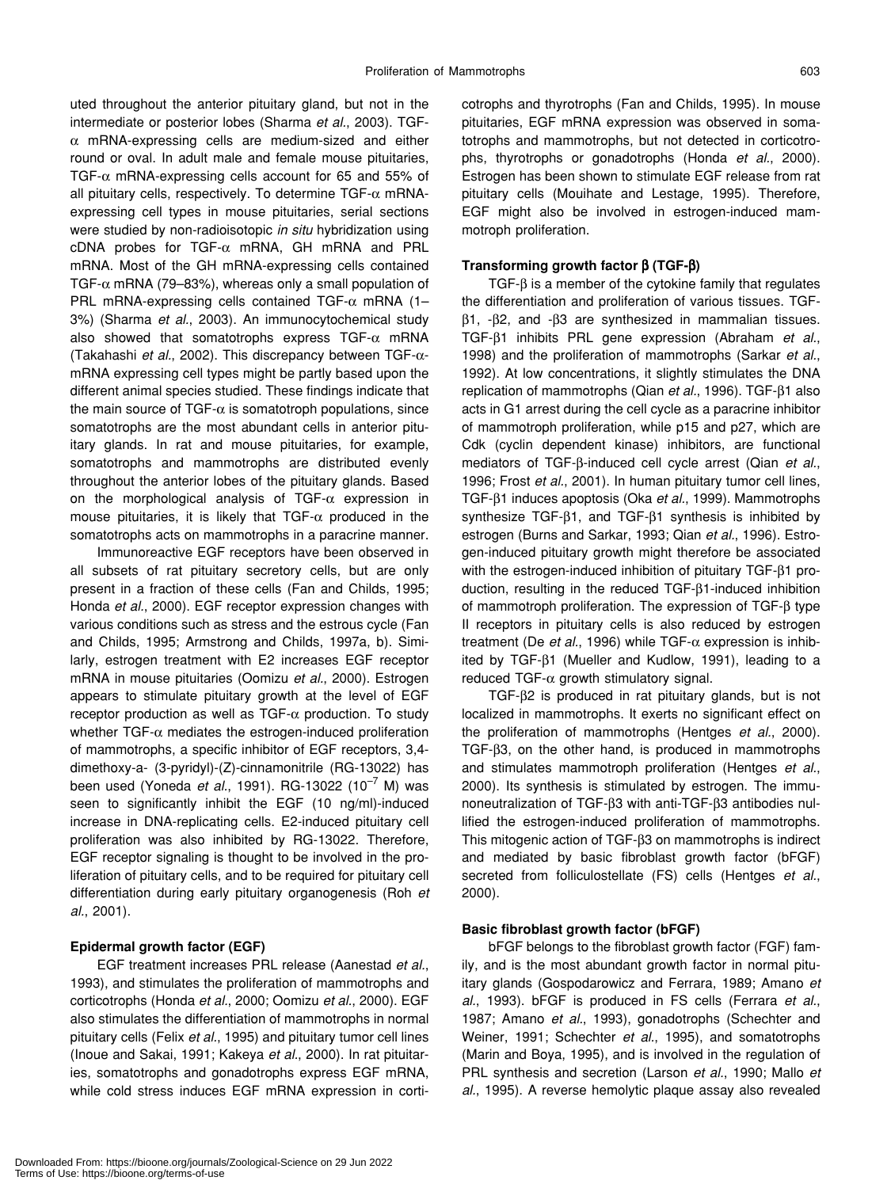uted throughout the anterior pituitary gland, but not in the intermediate or posterior lobes (Sharma *et al*., 2003). TGF-α mRNA-expressing cells are medium-sized and either round or oval. In adult male and female mouse pituitaries, TGF-α mRNA-expressing cells account for 65 and 55% of all pituitary cells, respectively. To determine TGF-α mRNA-expressing cell types in mouse pituitaries, serial sections were studied by non-radioisotopic *in situ* hybridization using cDNA probes for TGF-α mRNA, GH mRNA and PRL mRNA. Most of the GH mRNA-expressing cells contained TGF-α mRNA (79–83%), whereas only a small population of PRL mRNA-expressing cells contained TGF-α mRNA (1–3%) (Sharma *et al*., 2003). An immunocytochemical study also showed that somatotrophs express TGF-α mRNA (Takahashi *et al*., 2002). This discrepancy between TGF-α-mRNA expressing cell types might be partly based upon the different animal species studied. These findings indicate that the main source of TGF-α is somatotroph populations, since somatotrophs are the most abundant cells in anterior pituitary glands. In rat and mouse pituitaries, for example, somatotrophs and mammotrophs are distributed evenly throughout the anterior lobes of the pituitary glands. Based on the morphological analysis of TGF-α expression in mouse pituitaries, it is likely that TGF-α produced in the somatotrophs acts on mammotrophs in a paracrine manner.

Immunoreactive EGF receptors have been observed in all subsets of rat pituitary secretory cells, but are only present in a fraction of these cells (Fan and Childs, 1995; Honda *et al*., 2000). EGF receptor expression changes with various conditions such as stress and the estrous cycle (Fan and Childs, 1995; Armstrong and Childs, 1997a, b). Similarly, estrogen treatment with E2 increases EGF receptor mRNA in mouse pituitaries (Oomizu *et al*., 2000). Estrogen appears to stimulate pituitary growth at the level of EGF receptor production as well as TGF-α production. To study whether TGF-α mediates the estrogen-induced proliferation of mammotrophs, a specific inhibitor of EGF receptors, 3,4-dimethoxy-a- (3-pyridyl)-(Z)-cinnamonitrile (RG-13022) has been used (Yoneda *et al*., 1991). RG-13022 ($10^{-7}$ M) was seen to significantly inhibit the EGF (10 ng/ml)-induced increase in DNA-replicating cells. E2-induced pituitary cell proliferation was also inhibited by RG-13022. Therefore, EGF receptor signaling is thought to be involved in the proliferation of pituitary cells, and to be required for pituitary cell differentiation during early pituitary organogenesis (Roh *et al*., 2001).

### Epidermal growth factor (EGF)

EGF treatment increases PRL release (Aanestad *et al*., 1993), and stimulates the proliferation of mammotrophs and corticotrophs (Honda *et al*., 2000; Oomizu *et al*., 2000). EGF also stimulates the differentiation of mammotrophs in normal pituitary cells (Felix *et al*., 1995) and pituitary tumor cell lines (Inoue and Sakai, 1991; Kakeya *et al*., 2000). In rat pituitaries, somatotrophs and gonadotrophs express EGF mRNA, while cold stress induces EGF mRNA expression in corticotrophs and thyrotrophs (Fan and Childs, 1995). In mouse pituitaries, EGF mRNA expression was observed in somatotrophs and mammotrophs, but not detected in corticotrophs, thyrotrophs or gonadotrophs (Honda *et al*., 2000). Estrogen has been shown to stimulate EGF release from rat pituitary cells (Mouihate and Lestage, 1995). Therefore, EGF might also be involved in estrogen-induced mammotroph proliferation.

### Transforming growth factor β (TGF-β)

TGF-β is a member of the cytokine family that regulates the differentiation and proliferation of various tissues. TGF-β1, -β2, and -β3 are synthesized in mammalian tissues. TGF-β1 inhibits PRL gene expression (Abraham *et al*., 1998) and the proliferation of mammotrophs (Sarkar *et al*., 1992). At low concentrations, it slightly stimulates the DNA replication of mammotrophs (Qian *et al*., 1996). TGF-β1 also acts in G1 arrest during the cell cycle as a paracrine inhibitor of mammotroph proliferation, while p15 and p27, which are Cdk (cyclin dependent kinase) inhibitors, are functional mediators of TGF-β-induced cell cycle arrest (Qian *et al*., 1996; Frost *et al*., 2001). In human pituitary tumor cell lines, TGF-β1 induces apoptosis (Oka *et al*., 1999). Mammotrophs synthesize TGF-β1, and TGF-β1 synthesis is inhibited by estrogen (Burns and Sarkar, 1993; Qian *et al*., 1996). Estrogen-induced pituitary growth might therefore be associated with the estrogen-induced inhibition of pituitary TGF-β1 production, resulting in the reduced TGF-β1-induced inhibition of mammotroph proliferation. The expression of TGF-β type II receptors in pituitary cells is also reduced by estrogen treatment (De *et al*., 1996) while TGF-α expression is inhibited by TGF-β1 (Mueller and Kudlow, 1991), leading to a reduced TGF-α growth stimulatory signal.

TGF-β2 is produced in rat pituitary glands, but is not localized in mammotrophs. It exerts no significant effect on the proliferation of mammotrophs (Hentges *et al*., 2000). TGF-β3, on the other hand, is produced in mammotrophs and stimulates mammotroph proliferation (Hentges *et al*., 2000). Its synthesis is stimulated by estrogen. The immunoneutralization of TGF-β3 with anti-TGF-β3 antibodies nullified the estrogen-induced proliferation of mammotrophs. This mitogenic action of TGF-β3 on mammotrophs is indirect and mediated by basic fibroblast growth factor (bFGF) secreted from folliculostellate (FS) cells (Hentges *et al*., 2000).

### Basic fibroblast growth factor (bFGF)

bFGF belongs to the fibroblast growth factor (FGF) family, and is the most abundant growth factor in normal pituitary glands (Gospodarowicz and Ferrara, 1989; Amano *et al*., 1993). bFGF is produced in FS cells (Ferrara *et al*., 1987; Amano *et al*., 1993), gonadotrophs (Schechter and Weiner, 1991; Schechter *et al*., 1995), and somatotrophs (Marin and Boya, 1995), and is involved in the regulation of PRL synthesis and secretion (Larson *et al*., 1990; Mallo *et al*., 1995). A reverse hemolytic plaque assay also revealed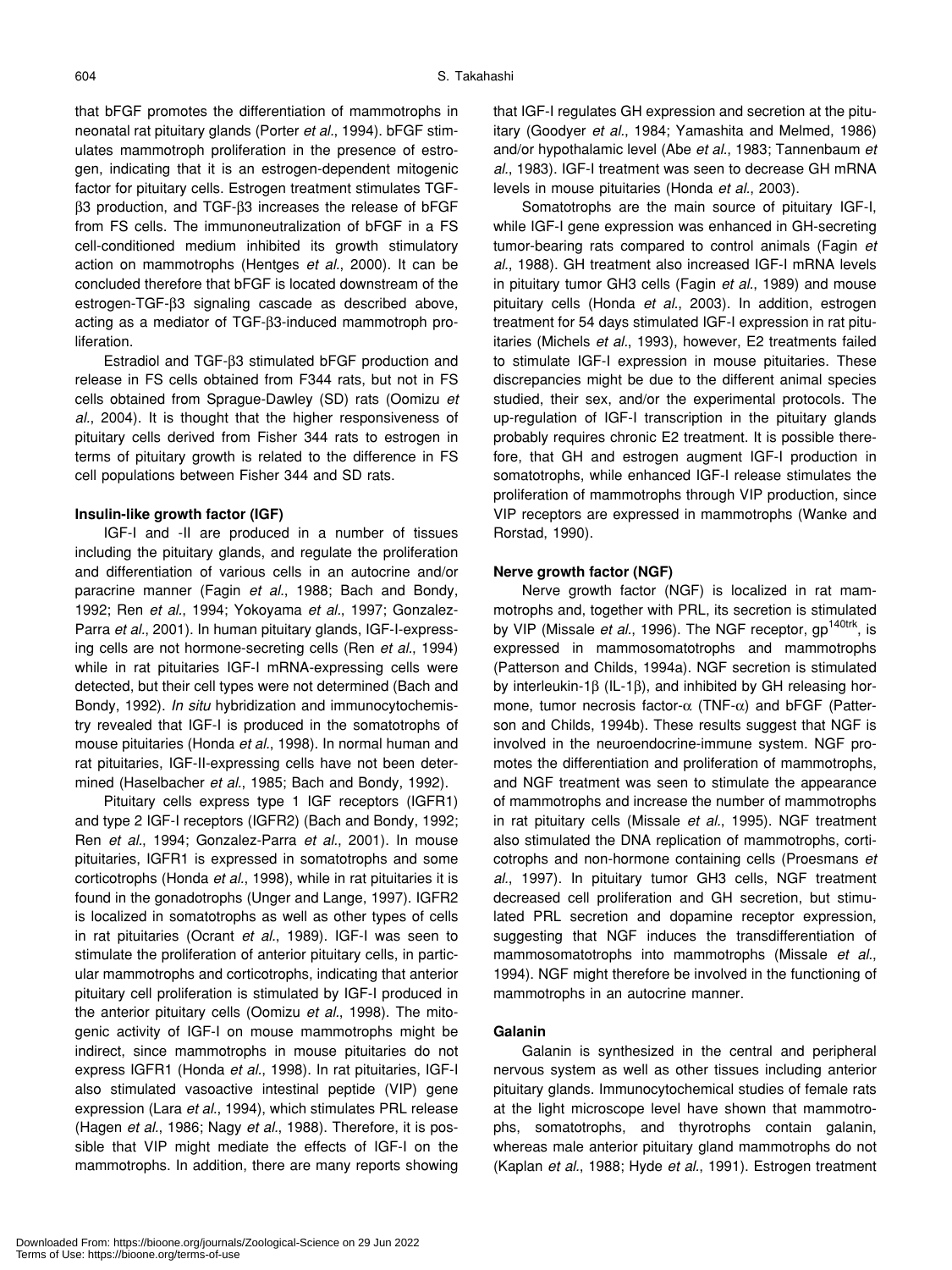that bFGF promotes the differentiation of mammotrophs in neonatal rat pituitary glands (Porter *et al*., 1994). bFGF stimulates mammotroph proliferation in the presence of estrogen, indicating that it is an estrogen-dependent mitogenic factor for pituitary cells. Estrogen treatment stimulates TGF-β3 production, and TGF-β3 increases the release of bFGF from FS cells. The immunoneutralization of bFGF in a FS cell-conditioned medium inhibited its growth stimulatory action on mammotrophs (Hentges *et al*., 2000). It can be concluded therefore that bFGF is located downstream of the estrogen-TGF-β3 signaling cascade as described above, acting as a mediator of TGF-β3-induced mammotroph proliferation.

Estradiol and TGF-β3 stimulated bFGF production and release in FS cells obtained from F344 rats, but not in FS cells obtained from Sprague-Dawley (SD) rats (Oomizu *et al.*, 2004). It is thought that the higher responsiveness of pituitary cells derived from Fisher 344 rats to estrogen in terms of pituitary growth is related to the difference in FS cell populations between Fisher 344 and SD rats.

**Insulin-like growth factor (IGF)**

IGF-I and -II are produced in a number of tissues including the pituitary glands, and regulate the proliferation and differentiation of various cells in an autocrine and/or paracrine manner (Fagin *et al*., 1988; Bach and Bondy, 1992; Ren *et al*., 1994; Yokoyama *et al*., 1997; Gonzalez-Parra *et al*., 2001). In human pituitary glands, IGF-I-expressing cells are not hormone-secreting cells (Ren *et al*., 1994) while in rat pituitaries IGF-I mRNA-expressing cells were detected, but their cell types were not determined (Bach and Bondy, 1992). *In situ* hybridization and immunocytochemistry revealed that IGF-I is produced in the somatotrophs of mouse pituitaries (Honda *et al*., 1998). In normal human and rat pituitaries, IGF-II-expressing cells have not been determined (Haselbacher *et al*., 1985; Bach and Bondy, 1992).

Pituitary cells express type 1 IGF receptors (IGFR1) and type 2 IGF-I receptors (IGFR2) (Bach and Bondy, 1992; Ren *et al*., 1994; Gonzalez-Parra *et al*., 2001). In mouse pituitaries, IGFR1 is expressed in somatotrophs and some corticotrophs (Honda *et al*., 1998), while in rat pituitaries it is found in the gonadotrophs (Unger and Lange, 1997). IGFR2 is localized in somatotrophs as well as other types of cells in rat pituitaries (Ocrant *et al*., 1989). IGF-I was seen to stimulate the proliferation of anterior pituitary cells, in particular mammotrophs and corticotrophs, indicating that anterior pituitary cell proliferation is stimulated by IGF-I produced in the anterior pituitary cells (Oomizu *et al*., 1998). The mitogenic activity of IGF-I on mouse mammotrophs might be indirect, since mammotrophs in mouse pituitaries do not express IGFR1 (Honda *et al*., 1998). In rat pituitaries, IGF-I also stimulated vasoactive intestinal peptide (VIP) gene expression (Lara *et al*., 1994), which stimulates PRL release (Hagen *et al*., 1986; Nagy *et al*., 1988). Therefore, it is possible that VIP might mediate the effects of IGF-I on the mammotrophs. In addition, there are many reports showing that IGF-I regulates GH expression and secretion at the pituitary (Goodyer *et al*., 1984; Yamashita and Melmed, 1986) and/or hypothalamic level (Abe *et al*., 1983; Tannenbaum *et al*., 1983). IGF-I treatment was seen to decrease GH mRNA levels in mouse pituitaries (Honda *et al*., 2003).

Somatotrophs are the main source of pituitary IGF-I, while IGF-I gene expression was enhanced in GH-secreting tumor-bearing rats compared to control animals (Fagin *et al*., 1988). GH treatment also increased IGF-I mRNA levels in pituitary tumor GH3 cells (Fagin *et al*., 1989) and mouse pituitary cells (Honda *et al*., 2003). In addition, estrogen treatment for 54 days stimulated IGF-I expression in rat pituitaries (Michels *et al*., 1993), however, E2 treatments failed to stimulate IGF-I expression in mouse pituitaries. These discrepancies might be due to the different animal species studied, their sex, and/or the experimental protocols. The up-regulation of IGF-I transcription in the pituitary glands probably requires chronic E2 treatment. It is possible therefore, that GH and estrogen augment IGF-I production in somatotrophs, while enhanced IGF-I release stimulates the proliferation of mammotrophs through VIP production, since VIP receptors are expressed in mammotrophs (Wanke and Rorstad, 1990).

**Nerve growth factor (NGF)**

Nerve growth factor (NGF) is localized in rat mammotrophs and, together with PRL, its secretion is stimulated by VIP (Missale *et al*., 1996). The NGF receptor, gp[140trk], is expressed in mammosomatotrophs and mammotrophs (Patterson and Childs, 1994a). NGF secretion is stimulated by interleukin-1β (IL-1β), and inhibited by GH releasing hormone, tumor necrosis factor-α (TNF-α) and bFGF (Patterson and Childs, 1994b). These results suggest that NGF is involved in the neuroendocrine-immune system. NGF promotes the differentiation and proliferation of mammotrophs, and NGF treatment was seen to stimulate the appearance of mammotrophs and increase the number of mammotrophs in rat pituitary cells (Missale *et al*., 1995). NGF treatment also stimulated the DNA replication of mammotrophs, corticotrophs and non-hormone containing cells (Proesmans *et al*., 1997). In pituitary tumor GH3 cells, NGF treatment decreased cell proliferation and GH secretion, but stimulated PRL secretion and dopamine receptor expression, suggesting that NGF induces the transdifferentiation of mammosomatotrophs into mammotrophs (Missale *et al*., 1994). NGF might therefore be involved in the functioning of mammotrophs in an autocrine manner.

**Galanin**

Galanin is synthesized in the central and peripheral nervous system as well as other tissues including anterior pituitary glands. Immunocytochemical studies of female rats at the light microscope level have shown that mammotrophs, somatotrophs, and thyrotrophs contain galanin, whereas male anterior pituitary gland mammotrophs do not (Kaplan *et al*., 1988; Hyde *et al*., 1991). Estrogen treatment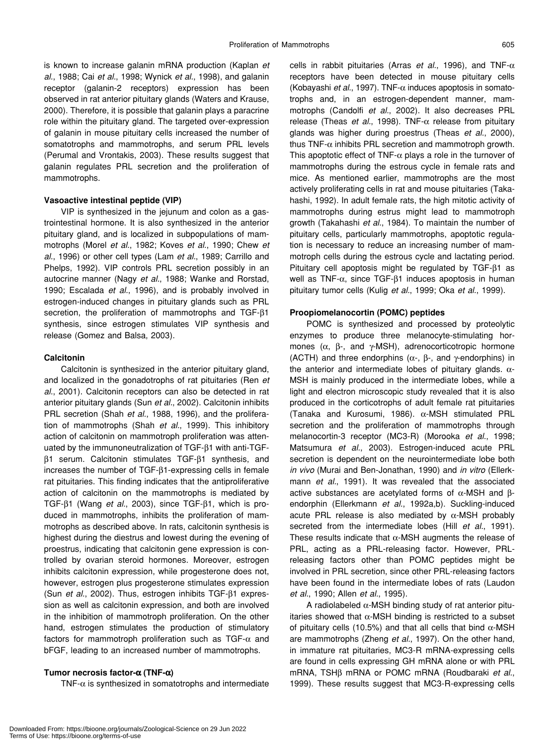is known to increase galanin mRNA production (Kaplan *et al*., 1988; Cai *et al*., 1998; Wynick *et al*., 1998), and galanin receptor (galanin-2 receptors) expression has been observed in rat anterior pituitary glands (Waters and Krause, 2000). Therefore, it is possible that galanin plays a paracrine role within the pituitary gland. The targeted over-expression of galanin in mouse pituitary cells increased the number of somatotrophs and mammotrophs, and serum PRL levels (Perumal and Vrontakis, 2003). These results suggest that galanin regulates PRL secretion and the proliferation of mammotrophs.

### Vasoactive intestinal peptide (VIP)

VIP is synthesized in the jejunum and colon as a gastrointestinal hormone. It is also synthesized in the anterior pituitary gland, and is localized in subpopulations of mammotrophs (Morel *et al*., 1982; Koves *et al*., 1990; Chew *et al*., 1996) or other cell types (Lam *et al*., 1989; Carrillo and Phelps, 1992). VIP controls PRL secretion possibly in an autocrine manner (Nagy *et al*., 1988; Wanke and Rorstad, 1990; Escalada *et al*., 1996), and is probably involved in estrogen-induced changes in pituitary glands such as PRL secretion, the proliferation of mammotrophs and TGF-β1 synthesis, since estrogen stimulates VIP synthesis and release (Gomez and Balsa, 2003).

### Calcitonin

Calcitonin is synthesized in the anterior pituitary gland, and localized in the gonadotrophs of rat pituitaries (Ren *et al*., 2001). Calcitonin receptors can also be detected in rat anterior pituitary glands (Sun *et al*., 2002). Calcitonin inhibits PRL secretion (Shah *et al*., 1988, 1996), and the proliferation of mammotrophs (Shah *et al*., 1999). This inhibitory action of calcitonin on mammotroph proliferation was attenuated by the immunoneutralization of TGF-β1 with anti-TGF-β1 serum. Calcitonin stimulates TGF-β1 synthesis, and increases the number of TGF-β1-expressing cells in female rat pituitaries. This finding indicates that the antiproliferative action of calcitonin on the mammotrophs is mediated by TGF-β1 (Wang *et al*., 2003), since TGF-β1, which is produced in mammotrophs, inhibits the proliferation of mammotrophs as described above. In rats, calcitonin synthesis is highest during the diestrus and lowest during the evening of proestrus, indicating that calcitonin gene expression is controlled by ovarian steroid hormones. Moreover, estrogen inhibits calcitonin expression, while progesterone does not, however, estrogen plus progesterone stimulates expression (Sun *et al*., 2002). Thus, estrogen inhibits TGF-β1 expression as well as calcitonin expression, and both are involved in the inhibition of mammotroph proliferation. On the other hand, estrogen stimulates the production of stimulatory factors for mammotroph proliferation such as TGF-α and bFGF, leading to an increased number of mammotrophs.

### Tumor necrosis factor-α (TNF-α)

TNF-α is synthesized in somatotrophs and intermediate cells in rabbit pituitaries (Arras *et al*., 1996), and TNF-α receptors have been detected in mouse pituitary cells (Kobayashi *et al*., 1997). TNF-α induces apoptosis in somatotrophs and, in an estrogen-dependent manner, mammotrophs (Candolfi *et al*., 2002). It also decreases PRL release (Theas *et al*., 1998). TNF-α release from pituitary glands was higher during proestrus (Theas *et al*., 2000), thus TNF-α inhibits PRL secretion and mammotroph growth. This apoptotic effect of TNF-α plays a role in the turnover of mammotrophs during the estrous cycle in female rats and mice. As mentioned earlier, mammotrophs are the most actively proliferating cells in rat and mouse pituitaries (Takahashi, 1992). In adult female rats, the high mitotic activity of mammotrophs during estrus might lead to mammotroph growth (Takahashi *et al*., 1984). To maintain the number of pituitary cells, particularly mammotrophs, apoptotic regulation is necessary to reduce an increasing number of mammotroph cells during the estrous cycle and lactating period. Pituitary cell apoptosis might be regulated by TGF-β1 as well as TNF-α, since TGF-β1 induces apoptosis in human pituitary tumor cells (Kulig *et al*., 1999; Oka *et al*., 1999).

### Proopiomelanocortin (POMC) peptides

POMC is synthesized and processed by proteolytic enzymes to produce three melanocyte-stimulating hormones (α, β-, and γ-MSH), adrenocorticotropic hormone (ACTH) and three endorphins (α-, β-, and γ-endorphins) in the anterior and intermediate lobes of pituitary glands. α-MSH is mainly produced in the intermediate lobes, while a light and electron microscopic study revealed that it is also produced in the corticotrophs of adult female rat pituitaries (Tanaka and Kurosumi, 1986). α-MSH stimulated PRL secretion and the proliferation of mammotrophs through melanocortin-3 receptor (MC3-R) (Morooka *et al*., 1998; Matsumura *et al*., 2003). Estrogen-induced acute PRL secretion is dependent on the neurointermediate lobe both *in vivo* (Murai and Ben-Jonathan, 1990) and *in vitro* (Ellerkmann *et al*., 1991). It was revealed that the associated active substances are acetylated forms of α-MSH and β-endorphin (Ellerkmann *et al*., 1992a,b). Suckling-induced acute PRL release is also mediated by α-MSH probably secreted from the intermediate lobes (Hill *et al*., 1991). These results indicate that α-MSH augments the release of PRL, acting as a PRL-releasing factor. However, PRL-releasing factors other than POMC peptides might be involved in PRL secretion, since other PRL-releasing factors have been found in the intermediate lobes of rats (Laudon *et al*., 1990; Allen *et al*., 1995).

A radiolabeled α-MSH binding study of rat anterior pituitaries showed that α-MSH binding is restricted to a subset of pituitary cells (10.5%) and that all cells that bind α-MSH are mammotrophs (Zheng *et al*., 1997). On the other hand, in immature rat pituitaries, MC3-R mRNA-expressing cells are found in cells expressing GH mRNA alone or with PRL mRNA, TSHβ mRNA or POMC mRNA (Roudbaraki *et al*., 1999). These results suggest that MC3-R-expressing cells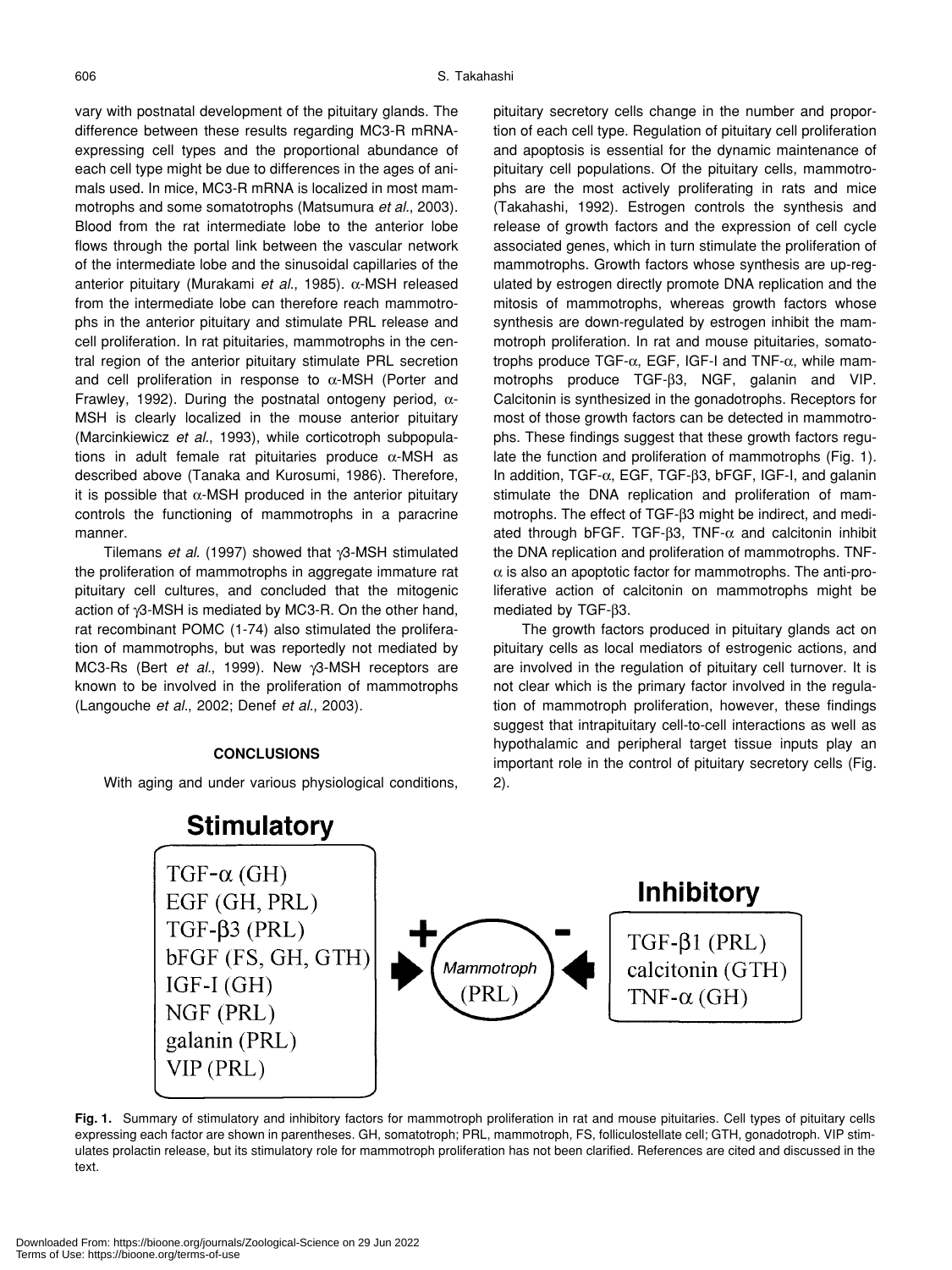vary with postnatal development of the pituitary glands. The difference between these results regarding MC3-R mRNA-expressing cell types and the proportional abundance of each cell type might be due to differences in the ages of animals used. In mice, MC3-R mRNA is localized in most mammotrophs and some somatotrophs (Matsumura *et al.*, 2003). Blood from the rat intermediate lobe to the anterior lobe flows through the portal link between the vascular network of the intermediate lobe and the sinusoidal capillaries of the anterior pituitary (Murakami *et al.*, 1985). α-MSH released from the intermediate lobe can therefore reach mammotrophs in the anterior pituitary and stimulate PRL release and cell proliferation. In rat pituitaries, mammotrophs in the central region of the anterior pituitary stimulate PRL secretion and cell proliferation in response to α-MSH (Porter and Frawley, 1992). During the postnatal ontogeny period, α-MSH is clearly localized in the mouse anterior pituitary (Marcinkiewicz *et al.*, 1993), while corticotroph subpopulations in adult female rat pituitaries produce α-MSH as described above (Tanaka and Kurosumi, 1986). Therefore, it is possible that α-MSH produced in the anterior pituitary controls the functioning of mammotrophs in a paracrine manner.

Tilemans *et al.* (1997) showed that γ3-MSH stimulated the proliferation of mammotrophs in aggregate immature rat pituitary cell cultures, and concluded that the mitogenic action of γ3-MSH is mediated by MC3-R. On the other hand, rat recombinant POMC (1-74) also stimulated the proliferation of mammotrophs, but was reportedly not mediated by MC3-Rs (Bert *et al.*, 1999). New γ3-MSH receptors are known to be involved in the proliferation of mammotrophs (Langouche *et al*., 2002; Denef *et al*., 2003).

## CONCLUSIONS

With aging and under various physiological conditions, pituitary secretory cells change in the number and proportion of each cell type. Regulation of pituitary cell proliferation and apoptosis is essential for the dynamic maintenance of pituitary cell populations. Of the pituitary cells, mammotrophs are the most actively proliferating in rats and mice (Takahashi, 1992). Estrogen controls the synthesis and release of growth factors and the expression of cell cycle associated genes, which in turn stimulate the proliferation of mammotrophs. Growth factors whose synthesis are up-regulated by estrogen directly promote DNA replication and the mitosis of mammotrophs, whereas growth factors whose synthesis are down-regulated by estrogen inhibit the mammotroph proliferation. In rat and mouse pituitaries, somatotrophs produce TGF-α, EGF, IGF-I and TNF-α, while mammotrophs produce TGF-β3, NGF, galanin and VIP. Calcitonin is synthesized in the gonadotrophs. Receptors for most of those growth factors can be detected in mammotrophs. These findings suggest that these growth factors regulate the function and proliferation of mammotrophs (Fig. 1). In addition, TGF-α, EGF, TGF-β3, bFGF, IGF-I, and galanin stimulate the DNA replication and proliferation of mammotrophs. The effect of TGF-β3 might be indirect, and mediated through bFGF. TGF-β3, TNF-α and calcitonin inhibit the DNA replication and proliferation of mammotrophs. TNF-α is also an apoptotic factor for mammotrophs. The anti-proliferative action of calcitonin on mammotrophs might be mediated by TGF-β3.

The growth factors produced in pituitary glands act on pituitary cells as local mediators of estrogenic actions, and are involved in the regulation of pituitary cell turnover. It is not clear which is the primary factor involved in the regulation of mammotroph proliferation, however, these findings suggest that intrapituitary cell-to-cell interactions as well as hypothalamic and peripheral target tissue inputs play an important role in the control of pituitary secretory cells (Fig. 2).

**Stimulatory**

TGF-α (GH)
EGF (GH, PRL)
TGF-β3 (PRL)
bFGF (FS, GH, GTH)
IGF-I (GH)
NGF (PRL)
galanin (PRL)
VIP (PRL)

+ → *Mammotroph* (PRL) ← -

**Inhibitory**

TGF-β1 (PRL)
calcitonin (GTH)
TNF-α (GH)

**Fig. 1.** Summary of stimulatory and inhibitory factors for mammotroph proliferation in rat and mouse pituitaries. Cell types of pituitary cells expressing each factor are shown in parentheses. GH, somatotroph; PRL, mammotroph, FS, folliculostellate cell; GTH, gonadotroph. VIP stimulates prolactin release, but its stimulatory role for mammotroph proliferation has not been clarified. References are cited and discussed in the text.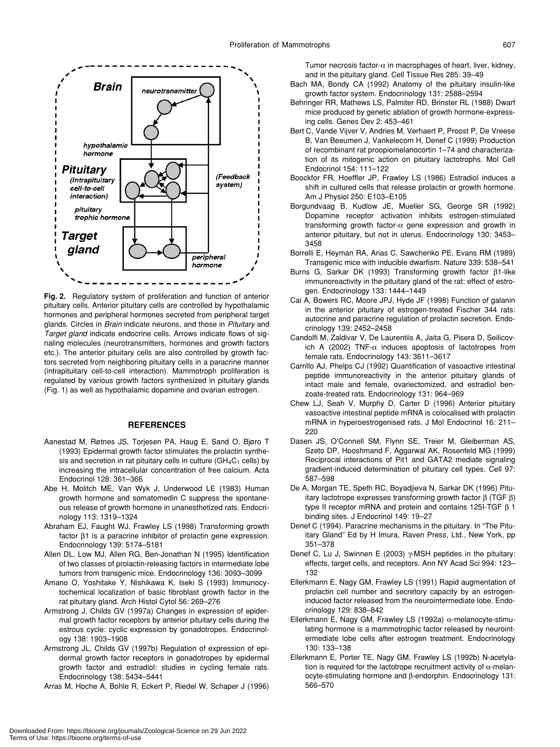**Fig. 2.** Regulatory system of proliferation and function of anterior pituitary cells. Anterior pituitary cells are controlled by hypothalamic hormones and peripheral hormones secreted from peripheral target glands. Circles in *Brain* indicate neurons, and those in *Pituitary* and *Target gland* indicate endocrine cells. Arrows indicate flows of signaling molecules (neurotransmitters, hormones and growth factors etc.). The anterior pituitary cells are also controlled by growth factors secreted from neighboring pituitary cells in a paracrine manner (intrapituitary cell-to-cell interaction). Mammotroph proliferation is regulated by various growth factors synthesized in pituitary glands (Fig. 1) as well as hypothalamic dopamine and ovarian estrogen.

## REFERENCES

Aanestad M, Røtnes JS, Torjesen PA, Haug E, Sand O, Bjøro T (1993) Epidermal growth factor stimulates the prolactin synthesis and secretion in rat pituitary cells in culture ($GH_4C_1$ cells) by increasing the intracellular concentration of free calcium. Acta Endocrinol 128: 361–366

Abe H, Molitch ME, Van Wyk J, Underwood LE (1983) Human growth hormone and somatomedin C suppress the spontaneous release of growth hormone in unanesthetized rats. Endocrinology 113: 1319–1324

Abraham EJ, Faught WJ, Frawley LS (1998) Transforming growth factor β1 is a paracrine inhibitor of prolactin gene expression. Endocrinology 139: 5174–5181

Allen DL, Low MJ, Allen RG, Ben-Jonathan N (1995) Identification of two classes of prolactin-releasing factors in intermediate lobe tumors from transgenic mice. Endocrinology 136: 3093–3099

Amano O, Yoshitake Y, Nishikawa K, Iseki S (1993) Immunocytochemical localization of basic fibroblast growth factor in the rat pituitary gland. Arch Histol Cytol 56: 269–276

Armstrong J, Childs GV (1997a) Changes in expression of epidermal growth factor receptors by anterior pituitary cells during the estrous cycle: cyclic expression by gonadotropes. Endocrinology 138: 1903–1908

Armstrong JL, Childs GV (1997b) Regulation of expression of epidermal growth factor receptors in gonadotropes by epidermal growth factor and estradiol: studies in cycling female rats. Endocrinology 138: 5434–5441

Arras M, Hoche A, Bohle R, Eckert P, Riedel W, Schaper J (1996) Tumor necrosis factor-α in macrophages of heart, liver, kidney, and in the pituitary gland. Cell Tissue Res 285: 39–49

Bach MA, Bondy CA (1992) Anatomy of the pituitary insulin-like growth factor system. Endocrinology 131: 2588–2594

Behringer RR, Mathews LS, Palmiter RD, Brinster RL (1988) Dwarf mice produced by genetic ablation of growth hormone-expressing cells. Genes Dev 2: 453–461

Bert C, Vande Vijver V, Andries M, Verhaert P, Proost P, De Vreese B, Van Beeumen J, Vankelecom H, Denef C (1999) Production of recombinant rat proopiomelanocortin 1–74 and characterization of its mitogenic action on pituitary lactotrophs. Mol Cell Endocrinol 154: 111–122

Boockfor FR, Hoeffler JP, Frawley LS (1986) Estradiol induces a shift in cultured cells that release prolactin or growth hormone. Am J Physiol 250: E103–E105

Borgundvaag B, Kudlow JE, Mueller SG, George SR (1992) Dopamine receptor activation inhibits estrogen-stimulated transforming growth factor-α gene expression and growth in anterior pituitary, but not in uterus. Endocrinology 130: 3453–3458

Borrelli E, Heyman RA, Arias C, Sawchenko PE, Evans RM (1989) Transgenic mice with inducible dwarfism. Nature 339: 538–541

Burns G, Sarkar DK (1993) Transforming growth factor β1-like immunoreactivity in the pituitary gland of the rat: effect of estrogen. Endocrinology 133: 1444–1449

Cai A, Bowers RC, Moore JPJ, Hyde JF (1998) Function of galanin in the anterior pituitary of estrogen-treated Fischer 344 rats: autocrine and paracrine regulation of prolactin secretion. Endocrinology 139: 2452–2458

Candolfi M, Zaldivar V, De Laurentiis A, Jaita G, Pisera D, Seilicovich A (2002) TNF-α induces apoptosis of lactotropes from female rats. Endocrinology 143: 3611–3617

Carrillo AJ, Phelps CJ (1992) Quantification of vasoactive intestinal peptide immunoreactivity in the anterior pituitary glands of intact male and female, ovariectomized, and estradiol benzoate-treated rats. Endocrinology 131: 964–969

Chew LJ, Seah V, Murphy D, Carter D (1996) Anterior pituitary vasoactive intestinal peptide mRNA is colocalised with prolactin mRNA in hyperoestrogenised rats. J Mol Endocrinol 16: 211–220

Dasen JS, O'Connell SM, Flynn SE, Treier M, Gleiberman AS, Szeto DP, Hooshmand F, Aggarwal AK, Rosenfeld MG (1999) Reciprocal interactions of Pit1 and GATA2 mediate signaling gradient-induced determination of pituitary cell types. Cell 97: 587–598

De A, Morgan TE, Speth RC, Boyadjieva N, Sarkar DK (1996) Pituitary lactotrope expresses transforming growth factor β (TGF β) type II receptor mRNA and protein and contains 125I-TGF β 1 binding sites. J Endocrinol 149: 19–27

Denef C (1994). Paracrine mechanisms in the pituitary. In "The Pituitary Gland" Ed by H Imura, Raven Press, Ltd., New York, pp 351–378

Denef C, Lu J, Swinnen E (2003) γ-MSH peptides in the pituitary: effects, target cells, and receptors. Ann NY Acad Sci 994: 123–132

Ellerkmann E, Nagy GM, Frawley LS (1991) Rapid augmentation of prolactin cell number and secretory capacity by an estrogen-induced factor released from the neurointermediate lobe. Endocrinology 129: 838–842

Ellerkmann E, Nagy GM, Frawley LS (1992a) α-melanocyte-stimulating hormone is a mammotrophic factor released by neurointermediate lobe cells after estrogen treatment. Endocrinology 130: 133–138

Ellerkmann E, Porter TE, Nagy GM, Frawley LS (1992b) N-acetylation is required for the lactotrope recruitment activity of α-melanocyte-stimulating hormone and β-endorphin. Endocrinology 131: 566–570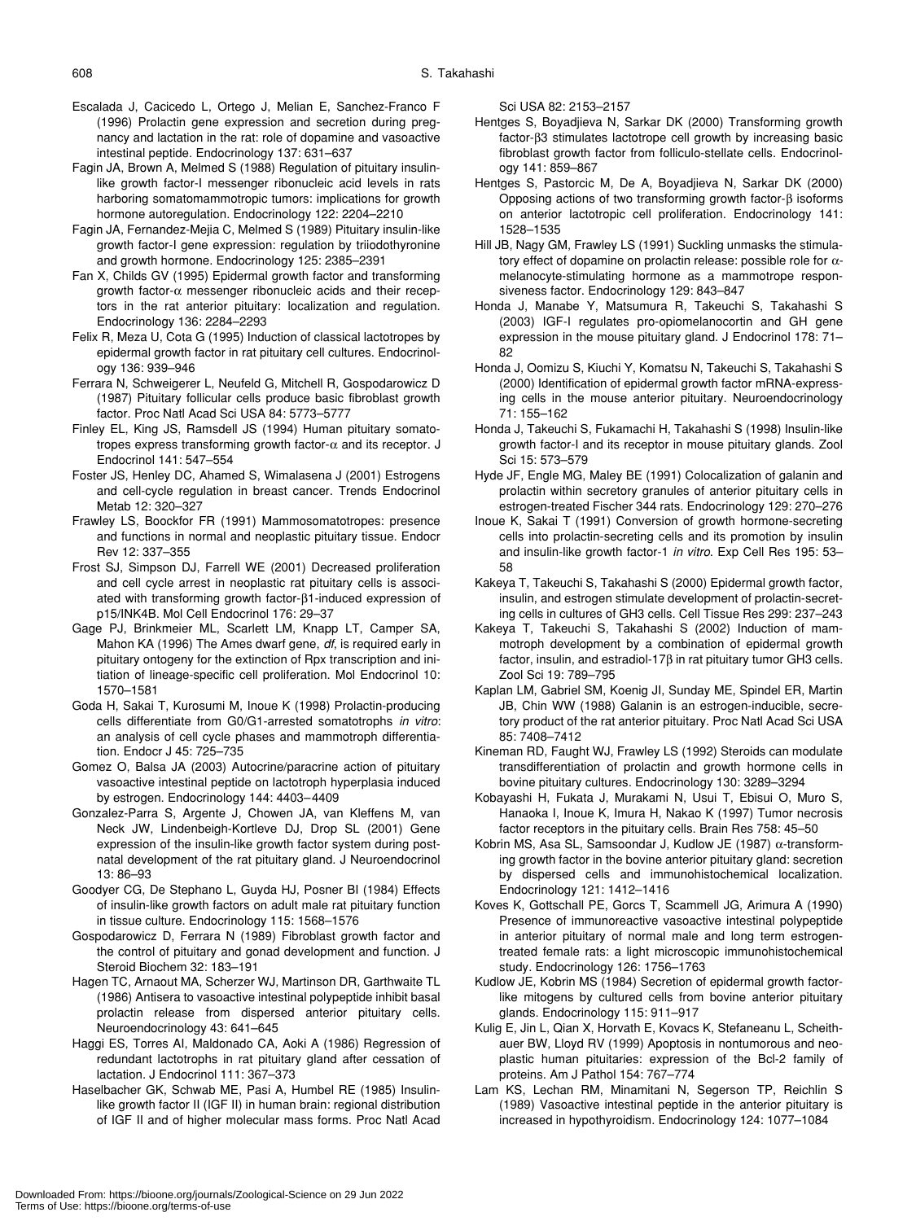Escalada J, Cacicedo L, Ortego J, Melian E, Sanchez-Franco F (1996) Prolactin gene expression and secretion during pregnancy and lactation in the rat: role of dopamine and vasoactive intestinal peptide. Endocrinology 137: 631–637

Fagin JA, Brown A, Melmed S (1988) Regulation of pituitary insulin-like growth factor-I messenger ribonucleic acid levels in rats harboring somatomammotropic tumors: implications for growth hormone autoregulation. Endocrinology 122: 2204–2210

Fagin JA, Fernandez-Mejia C, Melmed S (1989) Pituitary insulin-like growth factor-I gene expression: regulation by triiodothyronine and growth hormone. Endocrinology 125: 2385–2391

Fan X, Childs GV (1995) Epidermal growth factor and transforming growth factor-α messenger ribonucleic acids and their receptors in the rat anterior pituitary: localization and regulation. Endocrinology 136: 2284–2293

Felix R, Meza U, Cota G (1995) Induction of classical lactotropes by epidermal growth factor in rat pituitary cell cultures. Endocrinology 136: 939–946

Ferrara N, Schweigerer L, Neufeld G, Mitchell R, Gospodarowicz D (1987) Pituitary follicular cells produce basic fibroblast growth factor. Proc Natl Acad Sci USA 84: 5773–5777

Finley EL, King JS, Ramsdell JS (1994) Human pituitary somatotropes express transforming growth factor-α and its receptor. J Endocrinol 141: 547–554

Foster JS, Henley DC, Ahamed S, Wimalasena J (2001) Estrogens and cell-cycle regulation in breast cancer. Trends Endocrinol Metab 12: 320–327

Frawley LS, Boockfor FR (1991) Mammosomatotropes: presence and functions in normal and neoplastic pituitary tissue. Endocr Rev 12: 337–355

Frost SJ, Simpson DJ, Farrell WE (2001) Decreased proliferation and cell cycle arrest in neoplastic rat pituitary cells is associated with transforming growth factor-β1-induced expression of p15/INK4B. Mol Cell Endocrinol 176: 29–37

Gage PJ, Brinkmeier ML, Scarlett LM, Knapp LT, Camper SA, Mahon KA (1996) The Ames dwarf gene, *df*, is required early in pituitary ontogeny for the extinction of Rpx transcription and initiation of lineage-specific cell proliferation. Mol Endocrinol 10: 1570–1581

Goda H, Sakai T, Kurosumi M, Inoue K (1998) Prolactin-producing cells differentiate from G0/G1-arrested somatotrophs *in vitro*: an analysis of cell cycle phases and mammotroph differentiation. Endocr J 45: 725–735

Gomez O, Balsa JA (2003) Autocrine/paracrine action of pituitary vasoactive intestinal peptide on lactotroph hyperplasia induced by estrogen. Endocrinology 144: 4403–4409

Gonzalez-Parra S, Argente J, Chowen JA, van Kleffens M, van Neck JW, Lindenbeigh-Kortleve DJ, Drop SL (2001) Gene expression of the insulin-like growth factor system during postnatal development of the rat pituitary gland. J Neuroendocrinol 13: 86–93

Goodyer CG, De Stephano L, Guyda HJ, Posner BI (1984) Effects of insulin-like growth factors on adult male rat pituitary function in tissue culture. Endocrinology 115: 1568–1576

Gospodarowicz D, Ferrara N (1989) Fibroblast growth factor and the control of pituitary and gonad development and function. J Steroid Biochem 32: 183–191

Hagen TC, Arnaout MA, Scherzer WJ, Martinson DR, Garthwaite TL (1986) Antisera to vasoactive intestinal polypeptide inhibit basal prolactin release from dispersed anterior pituitary cells. Neuroendocrinology 43: 641–645

Haggi ES, Torres AI, Maldonado CA, Aoki A (1986) Regression of redundant lactotrophs in rat pituitary gland after cessation of lactation. J Endocrinol 111: 367–373

Haselbacher GK, Schwab ME, Pasi A, Humbel RE (1985) Insulin-like growth factor II (IGF II) in human brain: regional distribution of IGF II and of higher molecular mass forms. Proc Natl Acad Sci USA 82: 2153–2157

Hentges S, Boyadjieva N, Sarkar DK (2000) Transforming growth factor-β3 stimulates lactotrope cell growth by increasing basic fibroblast growth factor from folliculo-stellate cells. Endocrinology 141: 859–867

Hentges S, Pastorcic M, De A, Boyadjieva N, Sarkar DK (2000) Opposing actions of two transforming growth factor-β isoforms on anterior lactotropic cell proliferation. Endocrinology 141: 1528–1535

Hill JB, Nagy GM, Frawley LS (1991) Suckling unmasks the stimulatory effect of dopamine on prolactin release: possible role for α-melanocyte-stimulating hormone as a mammotrope responsiveness factor. Endocrinology 129: 843–847

Honda J, Manabe Y, Matsumura R, Takeuchi S, Takahashi S (2003) IGF-I regulates pro-opiomelanocortin and GH gene expression in the mouse pituitary gland. J Endocrinol 178: 71–82

Honda J, Oomizu S, Kiuchi Y, Komatsu N, Takeuchi S, Takahashi S (2000) Identification of epidermal growth factor mRNA-expressing cells in the mouse anterior pituitary. Neuroendocrinology 71: 155–162

Honda J, Takeuchi S, Fukamachi H, Takahashi S (1998) Insulin-like growth factor-I and its receptor in mouse pituitary glands. Zool Sci 15: 573–579

Hyde JF, Engle MG, Maley BE (1991) Colocalization of galanin and prolactin within secretory granules of anterior pituitary cells in estrogen-treated Fischer 344 rats. Endocrinology 129: 270–276

Inoue K, Sakai T (1991) Conversion of growth hormone-secreting cells into prolactin-secreting cells and its promotion by insulin and insulin-like growth factor-1 *in vitro*. Exp Cell Res 195: 53–58

Kakeya T, Takeuchi S, Takahashi S (2000) Epidermal growth factor, insulin, and estrogen stimulate development of prolactin-secreting cells in cultures of GH3 cells. Cell Tissue Res 299: 237–243

Kakeya T, Takeuchi S, Takahashi S (2002) Induction of mammotroph development by a combination of epidermal growth factor, insulin, and estradiol-17β in rat pituitary tumor GH3 cells. Zool Sci 19: 789–795

Kaplan LM, Gabriel SM, Koenig JI, Sunday ME, Spindel ER, Martin JB, Chin WW (1988) Galanin is an estrogen-inducible, secretory product of the rat anterior pituitary. Proc Natl Acad Sci USA 85: 7408–7412

Kineman RD, Faught WJ, Frawley LS (1992) Steroids can modulate transdifferentiation of prolactin and growth hormone cells in bovine pituitary cultures. Endocrinology 130: 3289–3294

Kobayashi H, Fukata J, Murakami N, Usui T, Ebisui O, Muro S, Hanaoka I, Inoue K, Imura H, Nakao K (1997) Tumor necrosis factor receptors in the pituitary cells. Brain Res 758: 45–50

Kobrin MS, Asa SL, Samsoondar J, Kudlow JE (1987) α-transforming growth factor in the bovine anterior pituitary gland: secretion by dispersed cells and immunohistochemical localization. Endocrinology 121: 1412–1416

Koves K, Gottschall PE, Gorcs T, Scammell JG, Arimura A (1990) Presence of immunoreactive vasoactive intestinal polypeptide in anterior pituitary of normal male and long term estrogen-treated female rats: a light microscopic immunohistochemical study. Endocrinology 126: 1756–1763

Kudlow JE, Kobrin MS (1984) Secretion of epidermal growth factor-like mitogens by cultured cells from bovine anterior pituitary glands. Endocrinology 115: 911–917

Kulig E, Jin L, Qian X, Horvath E, Kovacs K, Stefaneanu L, Scheithauer BW, Lloyd RV (1999) Apoptosis in nontumorous and neoplastic human pituitaries: expression of the Bcl-2 family of proteins. Am J Pathol 154: 767–774

Lam KS, Lechan RM, Minamitani N, Segerson TP, Reichlin S (1989) Vasoactive intestinal peptide in the anterior pituitary is increased in hypothyroidism. Endocrinology 124: 1077–1084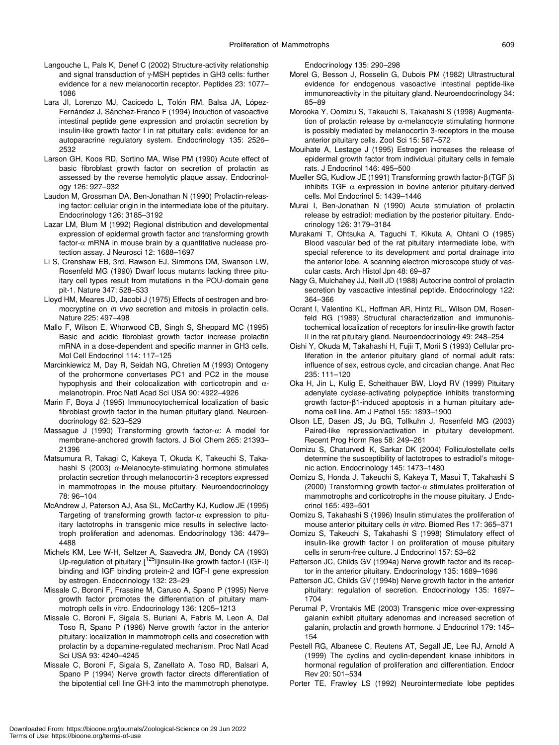Langouche L, Pals K, Denef C (2002) Structure-activity relationship and signal transduction of γ-MSH peptides in GH3 cells: further evidence for a new melanocortin receptor. Peptides 23: 1077–1086

Lara JI, Lorenzo MJ, Cacicedo L, Tolón RM, Balsa JA, López-Fernández J, Sánchez-Franco F (1994) Induction of vasoactive intestinal peptide gene expression and prolactin secretion by insulin-like growth factor I in rat pituitary cells: evidence for an autoparacrine regulatory system. Endocrinology 135: 2526–2532

Larson GH, Koos RD, Sortino MA, Wise PM (1990) Acute effect of basic fibroblast growth factor on secretion of prolactin as assessed by the reverse hemolytic plaque assay. Endocrinology 126: 927–932

Laudon M, Grossman DA, Ben-Jonathan N (1990) Prolactin-releasing factor: cellular origin in the intermediate lobe of the pituitary. Endocrinology 126: 3185–3192

Lazar LM, Blum M (1992) Regional distribution and developmental expression of epidermal growth factor and transforming growth factor-α mRNA in mouse brain by a quantitative nuclease protection assay. J Neurosci 12: 1688–1697

Li S, Crenshaw EB, 3rd, Rawson EJ, Simmons DM, Swanson LW, Rosenfeld MG (1990) Dwarf locus mutants lacking three pituitary cell types result from mutations in the POU-domain gene pit-1. Nature 347: 528–533

Lloyd HM, Meares JD, Jacobi J (1975) Effects of oestrogen and bromocryptine on *in vivo* secretion and mitosis in prolactin cells. Nature 225: 497–498

Mallo F, Wilson E, Whorwood CB, Singh S, Sheppard MC (1995) Basic and acidic fibroblast growth factor increase prolactin mRNA in a dose-dependent and specific manner in GH3 cells. Mol Cell Endocrinol 114: 117–125

Marcinkiewicz M, Day R, Seidah NG, Chretien M (1993) Ontogeny of the prohormone convertases PC1 and PC2 in the mouse hypophysis and their colocalization with corticotropin and α-melanotropin. Proc Natl Acad Sci USA 90: 4922–4926

Marin F, Boya J (1995) Immunocytochemical localization of basic fibroblast growth factor in the human pituitary gland. Neuroendocrinology 62: 523–529

Massague J (1990) Transforming growth factor-α: A model for membrane-anchored growth factors. J Biol Chem 265: 21393–21396

Matsumura R, Takagi C, Kakeya T, Okuda K, Takeuchi S, Takahashi S (2003) α-Melanocyte-stimulating hormone stimulates prolactin secretion through melanocortin-3 receptors expressed in mammotropes in the mouse pituitary. Neuroendocrinology 78: 96–104

McAndrew J, Paterson AJ, Asa SL, McCarthy KJ, Kudlow JE (1995) Targeting of transforming growth factor-α expression to pituitary lactotrophs in transgenic mice results in selective lactotroph proliferation and adenomas. Endocrinology 136: 4479–4488

Michels KM, Lee W-H, Seltzer A, Saavedra JM, Bondy CA (1993) Up-regulation of pituitary [$^{125}$I]insulin-like growth factor-I (IGF-I) binding and IGF binding protein-2 and IGF-I gene expression by estrogen. Endocrinology 132: 23–29

Missale C, Boroni F, Frassine M, Caruso A, Spano P (1995) Nerve growth factor promotes the differentiation of pituitary mammotroph cells in vitro. Endocrinology 136: 1205–1213

Missale C, Boroni F, Sigala S, Buriani A, Fabris M, Leon A, Dal Toso R, Spano P (1996) Nerve growth factor in the anterior pituitary: localization in mammotroph cells and cosecretion with prolactin by a dopamine-regulated mechanism. Proc Natl Acad Sci USA 93: 4240–4245

Missale C, Boroni F, Sigala S, Zanellato A, Toso RD, Balsari A, Spano P (1994) Nerve growth factor directs differentiation of the bipotential cell line GH-3 into the mammotroph phenotype. Endocrinology 135: 290–298

Morel G, Besson J, Rosselin G, Dubois PM (1982) Ultrastructural evidence for endogenous vasoactive intestinal peptide-like immunoreactivity in the pituitary gland. Neuroendocrinology 34: 85–89

Morooka Y, Oomizu S, Takeuchi S, Takahashi S (1998) Augmentation of prolactin release by α-melanocyte stimulating hormone is possibly mediated by melanocortin 3-receptors in the mouse anterior pituitary cells. Zool Sci 15: 567–572

Mouihate A, Lestage J (1995) Estrogen increases the release of epidermal growth factor from individual pituitary cells in female rats. J Endocrinol 146: 495–500

Mueller SG, Kudlow JE (1991) Transforming growth factor-β (TGF β) inhibits TGF α expression in bovine anterior pituitary-derived cells. Mol Endocrinol 5: 1439–1446

Murai I, Ben-Jonathan N (1990) Acute stimulation of prolactin release by estradiol: mediation by the posterior pituitary. Endocrinology 126: 3179–3184

Murakami T, Ohtsuka A, Taguchi T, Kikuta A, Ohtani O (1985) Blood vascular bed of the rat pituitary intermediate lobe, with special reference to its development and portal drainage into the anterior lobe. A scanning electron microscope study of vascular casts. Arch Histol Jpn 48: 69–87

Nagy G, Mulchahey JJ, Neill JD (1988) Autocrine control of prolactin secretion by vasoactive intestinal peptide. Endocrinology 122: 364–366

Ocrant I, Valentino KL, Hoffman AR, Hintz RL, Wilson DM, Rosenfeld RG (1989) Structural characterization and immunohistochemical localization of receptors for insulin-like growth factor II in the rat pituitary gland. Neuroendocrinology 49: 248–254

Oishi Y, Okuda M, Takahashi H, Fujii T, Morii S (1993) Cellular proliferation in the anterior pituitary gland of normal adult rats: influence of sex, estrous cycle, and circadian change. Anat Rec 235: 111–120

Oka H, Jin L, Kulig E, Scheithauer BW, Lloyd RV (1999) Pituitary adenylate cyclase-activating polypeptide inhibits transforming growth factor-β1-induced apoptosis in a human pituitary adenoma cell line. Am J Pathol 155: 1893–1900

Olson LE, Dasen JS, Ju BG, Tollkuhn J, Rosenfeld MG (2003) Paired-like repression/activation in pituitary development. Recent Prog Horm Res 58: 249–261

Oomizu S, Chaturvedi K, Sarkar DK (2004) Folliculostellate cells determine the susceptibility of lactotropes to estradiol's mitogenic action. Endocrinology 145: 1473–1480

Oomizu S, Honda J, Takeuchi S, Kakeya T, Masui T, Takahashi S (2000) Transforming growth factor-α stimulates proliferation of mammotrophs and corticotrophs in the mouse pituitary. J Endocrinol 165: 493–501

Oomizu S, Takahashi S (1996) Insulin stimulates the proliferation of mouse anterior pituitary cells *in vitro*. Biomed Res 17: 365–371

Oomizu S, Takeuchi S, Takahashi S (1998) Stimulatory effect of insulin-like growth factor I on proliferation of mouse pituitary cells in serum-free culture. J Endocrinol 157: 53–62

Patterson JC, Childs GV (1994a) Nerve growth factor and its receptor in the anterior pituitary. Endocrinology 135: 1689–1696

Patterson JC, Childs GV (1994b) Nerve growth factor in the anterior pituitary: regulation of secretion. Endocrinology 135: 1697–1704

Perumal P, Vrontakis ME (2003) Transgenic mice over-expressing galanin exhibit pituitary adenomas and increased secretion of galanin, prolactin and growth hormone. J Endocrinol 179: 145–154

Pestell RG, Albanese C, Reutens AT, Segall JE, Lee RJ, Arnold A (1999) The cyclins and cyclin-dependent kinase inhibitors in hormonal regulation of proliferation and differentiation. Endocr Rev 20: 501–534

Porter TE, Frawley LS (1992) Neurointermediate lobe peptides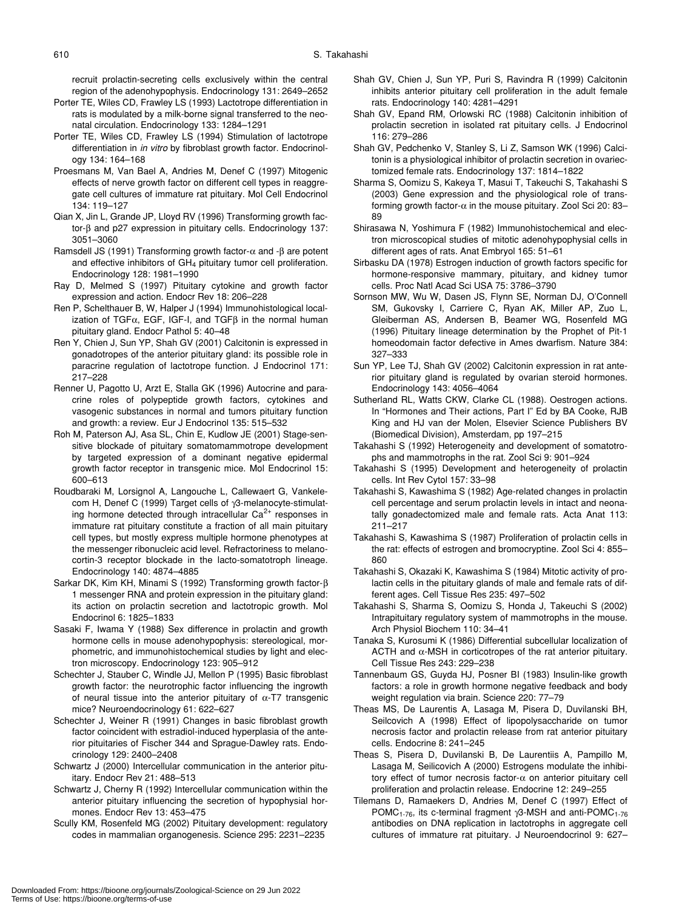recruit prolactin-secreting cells exclusively within the central region of the adenohypophysis. Endocrinology 131: 2649–2652

Porter TE, Wiles CD, Frawley LS (1993) Lactotrope differentiation in rats is modulated by a milk-borne signal transferred to the neonatal circulation. Endocrinology 133: 1284–1291

Porter TE, Wiles CD, Frawley LS (1994) Stimulation of lactotrope differentiation in *in vitro* by fibroblast growth factor. Endocrinology 134: 164–168

Proesmans M, Van Bael A, Andries M, Denef C (1997) Mitogenic effects of nerve growth factor on different cell types in reaggregate cell cultures of immature rat pituitary. Mol Cell Endocrinol 134: 119–127

Qian X, Jin L, Grande JP, Lloyd RV (1996) Transforming growth factor-β and p27 expression in pituitary cells. Endocrinology 137: 3051–3060

Ramsdell JS (1991) Transforming growth factor-α and -β are potent and effective inhibitors of $GH_4$ pituitary tumor cell proliferation. Endocrinology 128: 1981–1990

Ray D, Melmed S (1997) Pituitary cytokine and growth factor expression and action. Endocr Rev 18: 206–228

Ren P, Schelthauer B, W, Halper J (1994) Immunohistological localization of TGFα, EGF, IGF-I, and TGFβ in the normal human pituitary gland. Endocr Pathol 5: 40–48

Ren Y, Chien J, Sun YP, Shah GV (2001) Calcitonin is expressed in gonadotropes of the anterior pituitary gland: its possible role in paracrine regulation of lactotrope function. J Endocrinol 171: 217–228

Renner U, Pagotto U, Arzt E, Stalla GK (1996) Autocrine and paracrine roles of polypeptide growth factors, cytokines and vasogenic substances in normal and tumors pituitary function and growth: a review. Eur J Endocrinol 135: 515–532

Roh M, Paterson AJ, Asa SL, Chin E, Kudlow JE (2001) Stage-sensitive blockade of pituitary somatomammotrope development by targeted expression of a dominant negative epidermal growth factor receptor in transgenic mice. Mol Endocrinol 15: 600–613

Roudbaraki M, Lorsignol A, Langouche L, Callewaert G, Vankelecom H, Denef C (1999) Target cells of γ3-melanocyte-stimulating hormone detected through intracellular $Ca^{2+}$ responses in immature rat pituitary constitute a fraction of all main pituitary cell types, but mostly express multiple hormone phenotypes at the messenger ribonucleic acid level. Refractoriness to melanocortin-3 receptor blockade in the lacto-somatotroph lineage. Endocrinology 140: 4874–4885

Sarkar DK, Kim KH, Minami S (1992) Transforming growth factor-β 1 messenger RNA and protein expression in the pituitary gland: its action on prolactin secretion and lactotropic growth. Mol Endocrinol 6: 1825–1833

Sasaki F, Iwama Y (1988) Sex difference in prolactin and growth hormone cells in mouse adenohypophysis: stereological, morphometric, and immunohistochemical studies by light and electron microscopy. Endocrinology 123: 905–912

Schechter J, Stauber C, Windle JJ, Mellon P (1995) Basic fibroblast growth factor: the neurotrophic factor influencing the ingrowth of neural tissue into the anterior pituitary of α-T7 transgenic mice? Neuroendocrinology 61: 622–627

Schechter J, Weiner R (1991) Changes in basic fibroblast growth factor coincident with estradiol-induced hyperplasia of the anterior pituitaries of Fischer 344 and Sprague-Dawley rats. Endocrinology 129: 2400–2408

Schwartz J (2000) Intercellular communication in the anterior pituitary. Endocr Rev 21: 488–513

Schwartz J, Cherny R (1992) Intercellular communication within the anterior pituitary influencing the secretion of hypophysial hormones. Endocr Rev 13: 453–475

Scully KM, Rosenfeld MG (2002) Pituitary development: regulatory codes in mammalian organogenesis. Science 295: 2231–2235

Shah GV, Chien J, Sun YP, Puri S, Ravindra R (1999) Calcitonin inhibits anterior pituitary cell proliferation in the adult female rats. Endocrinology 140: 4281–4291

Shah GV, Epand RM, Orlowski RC (1988) Calcitonin inhibition of prolactin secretion in isolated rat pituitary cells. J Endocrinol 116: 279–286

Shah GV, Pedchenko V, Stanley S, Li Z, Samson WK (1996) Calcitonin is a physiological inhibitor of prolactin secretion in ovariectomized female rats. Endocrinology 137: 1814–1822

Sharma S, Oomizu S, Kakeya T, Masui T, Takeuchi S, Takahashi S (2003) Gene expression and the physiological role of transforming growth factor-α in the mouse pituitary. Zool Sci 20: 83–89

Shirasawa N, Yoshimura F (1982) Immunohistochemical and electron microscopical studies of mitotic adenohypophysial cells in different ages of rats. Anat Embryol 165: 51–61

Sirbasku DA (1978) Estrogen induction of growth factors specific for hormone-responsive mammary, pituitary, and kidney tumor cells. Proc Natl Acad Sci USA 75: 3786–3790

Sornson MW, Wu W, Dasen JS, Flynn SE, Norman DJ, O'Connell SM, Gukovsky I, Carriere C, Ryan AK, Miller AP, Zuo L, Gleiberman AS, Andersen B, Beamer WG, Rosenfeld MG (1996) Pituitary lineage determination by the Prophet of Pit-1 homeodomain factor defective in Ames dwarfism. Nature 384: 327–333

Sun YP, Lee TJ, Shah GV (2002) Calcitonin expression in rat anterior pituitary gland is regulated by ovarian steroid hormones. Endocrinology 143: 4056–4064

Sutherland RL, Watts CKW, Clarke CL (1988). Oestrogen actions. In "Hormones and Their actions, Part I" Ed by BA Cooke, RJB King and HJ van der Molen, Elsevier Science Publishers BV (Biomedical Division), Amsterdam, pp 197–215

Takahashi S (1992) Heterogeneity and development of somatotrophs and mammotrophs in the rat. Zool Sci 9: 901–924

Takahashi S (1995) Development and heterogeneity of prolactin cells. Int Rev Cytol 157: 33–98

Takahashi S, Kawashima S (1982) Age-related changes in prolactin cell percentage and serum prolactin levels in intact and neonatally gonadectomized male and female rats. Acta Anat 113: 211–217

Takahashi S, Kawashima S (1987) Proliferation of prolactin cells in the rat: effects of estrogen and bromocryptine. Zool Sci 4: 855–860

Takahashi S, Okazaki K, Kawashima S (1984) Mitotic activity of prolactin cells in the pituitary glands of male and female rats of different ages. Cell Tissue Res 235: 497–502

Takahashi S, Sharma S, Oomizu S, Honda J, Takeuchi S (2002) Intrapituitary regulatory system of mammotrophs in the mouse. Arch Physiol Biochem 110: 34–41

Tanaka S, Kurosumi K (1986) Differential subcellular localization of ACTH and α-MSH in corticotropes of the rat anterior pituitary. Cell Tissue Res 243: 229–238

Tannenbaum GS, Guyda HJ, Posner BI (1983) Insulin-like growth factors: a role in growth hormone negative feedback and body weight regulation via brain. Science 220: 77–79

Theas MS, De Laurentis A, Lasaga M, Pisera D, Duvilanski BH, Seilcovich A (1998) Effect of lipopolysaccharide on tumor necrosis factor and prolactin release from rat anterior pituitary cells. Endocrine 8: 241–245

Theas S, Pisera D, Duvilanski B, De Laurentiis A, Pampillo M, Lasaga M, Seilcovich A (2000) Estrogens modulate the inhibitory effect of tumor necrosis factor-α on anterior pituitary cell proliferation and prolactin release. Endocrine 12: 249–255

Tilemans D, Ramaekers D, Andries M, Denef C (1997) Effect of $POMC_{1\text{-}76}$, its c-terminal fragment γ3-MSH and anti-$POMC_{1\text{-}76}$ antibodies on DNA replication in lactotrophs in aggregate cell cultures of immature rat pituitary. J Neuroendocrinol 9: 627–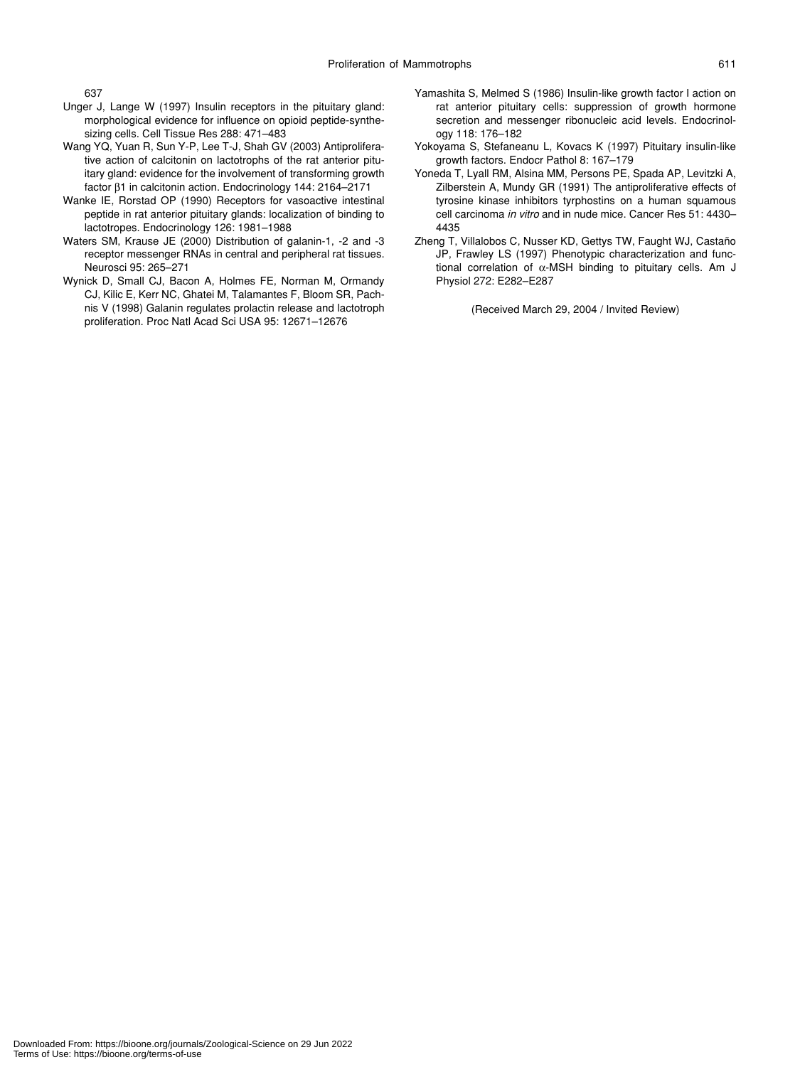637

Unger J, Lange W (1997) Insulin receptors in the pituitary gland: morphological evidence for influence on opioid peptide-synthesizing cells. Cell Tissue Res 288: 471–483

Wang YQ, Yuan R, Sun Y-P, Lee T-J, Shah GV (2003) Antiproliferative action of calcitonin on lactotrophs of the rat anterior pituitary gland: evidence for the involvement of transforming growth factor β1 in calcitonin action. Endocrinology 144: 2164–2171

Wanke IE, Rorstad OP (1990) Receptors for vasoactive intestinal peptide in rat anterior pituitary glands: localization of binding to lactotropes. Endocrinology 126: 1981–1988

Waters SM, Krause JE (2000) Distribution of galanin-1, -2 and -3 receptor messenger RNAs in central and peripheral rat tissues. Neurosci 95: 265–271

Wynick D, Small CJ, Bacon A, Holmes FE, Norman M, Ormandy CJ, Kilic E, Kerr NC, Ghatei M, Talamantes F, Bloom SR, Pachnis V (1998) Galanin regulates prolactin release and lactotroph proliferation. Proc Natl Acad Sci USA 95: 12671–12676

Yamashita S, Melmed S (1986) Insulin-like growth factor I action on rat anterior pituitary cells: suppression of growth hormone secretion and messenger ribonucleic acid levels. Endocrinology 118: 176–182

Yokoyama S, Stefaneanu L, Kovacs K (1997) Pituitary insulin-like growth factors. Endocr Pathol 8: 167–179

Yoneda T, Lyall RM, Alsina MM, Persons PE, Spada AP, Levitzki A, Zilberstein A, Mundy GR (1991) The antiproliferative effects of tyrosine kinase inhibitors tyrphostins on a human squamous cell carcinoma *in vitro* and in nude mice. Cancer Res 51: 4430–4435

Zheng T, Villalobos C, Nusser KD, Gettys TW, Faught WJ, Castaño JP, Frawley LS (1997) Phenotypic characterization and functional correlation of α-MSH binding to pituitary cells. Am J Physiol 272: E282–E287

(Received March 29, 2004 / Invited Review)